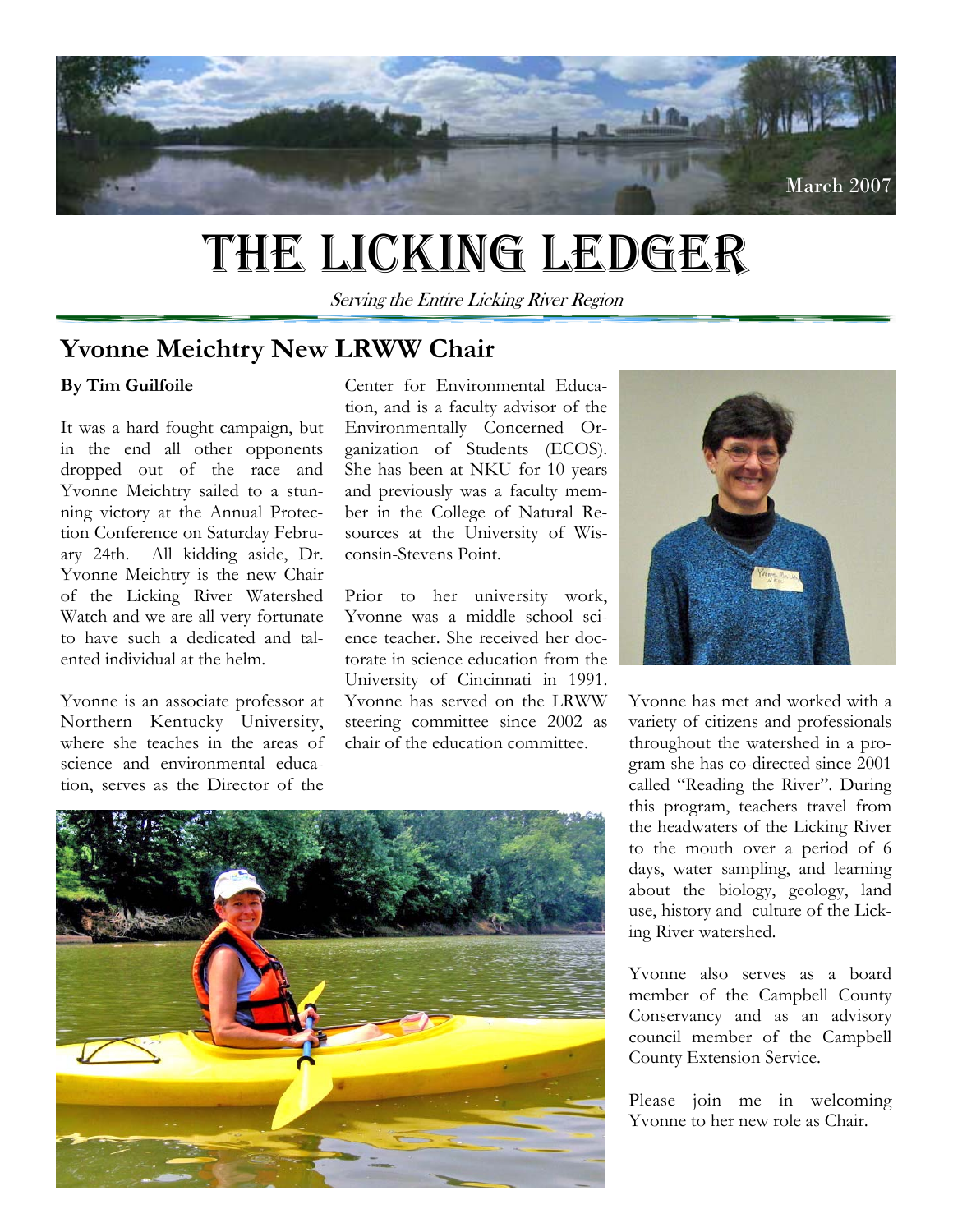March 2007

# THE LICKING LEDGER

*Serving the Entire Licking River Region*

## Yvonne Meichtry New LRWW Chair

**By Tim Guilfoile**

It was a hard fought campaign, but in the end all other opponents dropped out of the race and Yvonne Meichtry sailed to a stunning victory at the Annual Protection Conference on Saturday February 24th. All kidding aside, Dr. Yvonne Meichtry is the new Chair of the Licking River Watershed Watch and we are all very fortunate to have such a dedicated and talented individual at the helm.

Yvonne is an associate professor at Northern Kentucky University, where she teaches in the areas of science and environmental education, serves as the Director of the Center for Environmental Education, and is a faculty advisor of the Environmentally Concerned Organization of Students (ECOS). She has been at NKU for 10 years and previously was a faculty member in the College of Natural Resources at the University of Wisconsin-Stevens Point.

Prior to her university work, Yvonne was a middle school science teacher. She received her doctorate in science education from the University of Cincinnati in 1991. Yvonne has served on the LRWW steering committee since 2002 as chair of the education committee.

Yvonne has met and worked with a variety of citizens and professionals throughout the watershed in a program she has co-directed since 2001 called "Reading the River". During this program, teachers travel from the headwaters of the Licking River to the mouth over a period of 6 days, water sampling, and learning about the biology, geology, land use, history and culture of the Licking River watershed.

Yvonne also serves as a board member of the Campbell County Conservancy and as an advisory council member of the Campbell County Extension Service.

Please join me in welcoming Yvonne to her new role as Chair.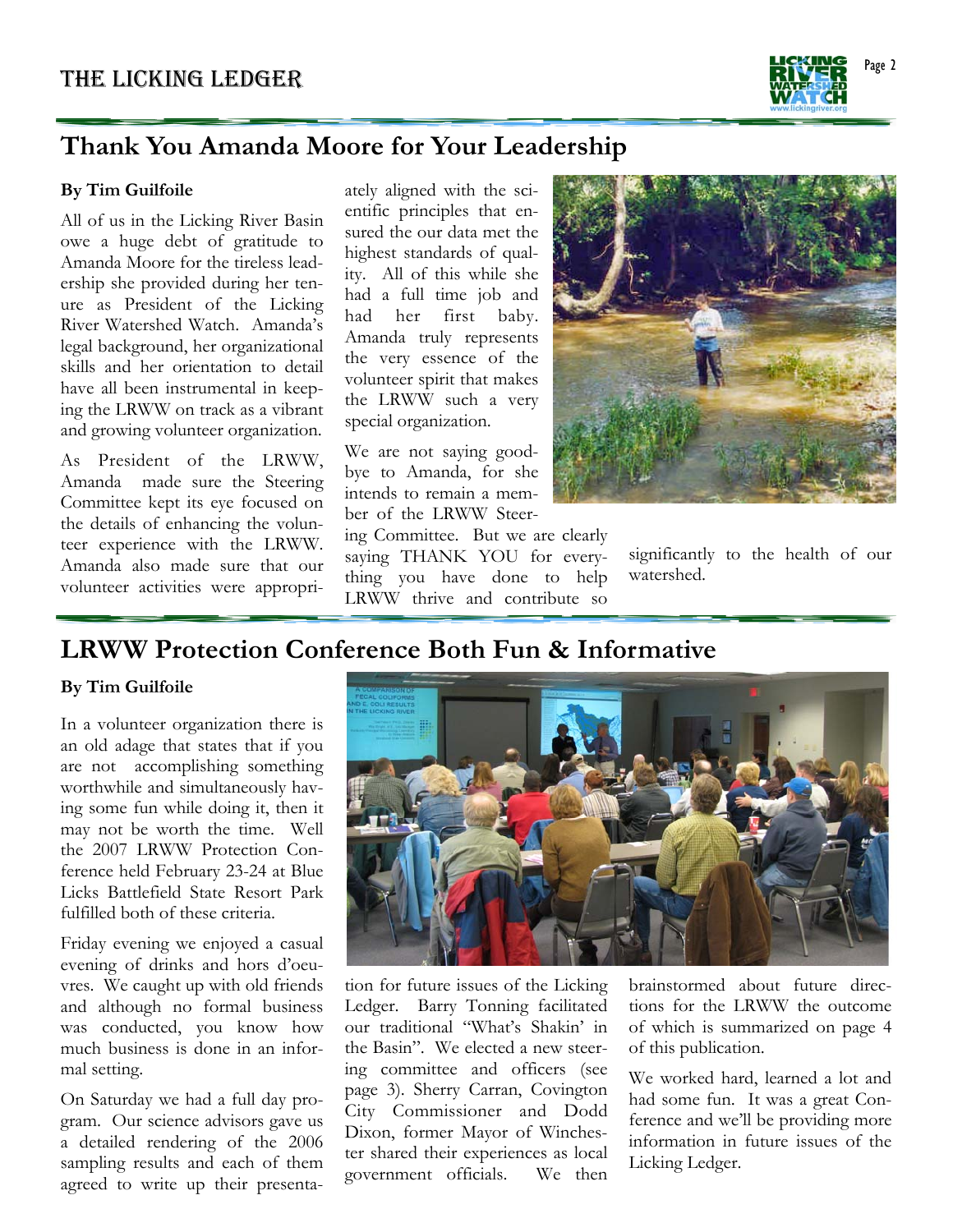## Thank You Amanda Moore for Your Leadership

**By Tim Guilfoile**

All of us in the Licking River Basin owe a huge debt of gratitude to Amanda Moore for the tireless leadership she provided during her tenure as President of the Licking River Watershed Watch. Amanda's legal background, her organizational skills and her orientation to detail have all been instrumental in keeping the LRWW on track as a vibrant and growing volunteer organization.

As President of the LRWW, Amanda made sure the Steering Committee kept its eye focused on the details of enhancing the volunteer experience with the LRWW. Amanda also made sure that our volunteer activities were appropriately aligned with the scientific principles that ensured the our data met the highest standards of quality. All of this while she had a full time job and had her first baby. Amanda truly represents the very essence of the volunteer spirit that makes the LRWW such a very special organization.

We are not saying goodbye to Amanda, for she intends to remain a member of the LRWW Steering Committee. But we are clearly saying THANK YOU for everything you have done to help LRWW thrive and contribute so significantly to the health of our watershed.

## LRWW Protection Conference Both Fun & Informative

**By Tim Guilfoile**

In a volunteer organization there is an old adage that states that if you are not accomplishing something worthwhile and simultaneously having some fun while doing it, then it may not be worth the time. Well the 2007 LRWW Protection Conference held February 23-24 at Blue Licks Battlefield State Resort Park fulfilled both of these criteria.

Friday evening we enjoyed a casual evening of drinks and hors d'oeuvres. We caught up with old friends and although no formal business was conducted, you know how much business is done in an informal setting.

On Saturday we had a full day program. Our science advisors gave us a detailed rendering of the 2006 sampling results and each of them agreed to write up their presentation for future issues of the Licking Ledger. Barry Tonning facilitated our traditional "What's Shakin' in the Basin". We elected a new steering committee and officers (see page 3). Sherry Carran, Covington City Commissioner and Dodd Dixon, former Mayor of Winchester shared their experiences as local government officials. We then brainstormed about future directions for the LRWW the outcome of which is summarized on page 4 of this publication.

We worked hard, learned a lot and had some fun. It was a great Conference and we'll be providing more information in future issues of the Licking Ledger.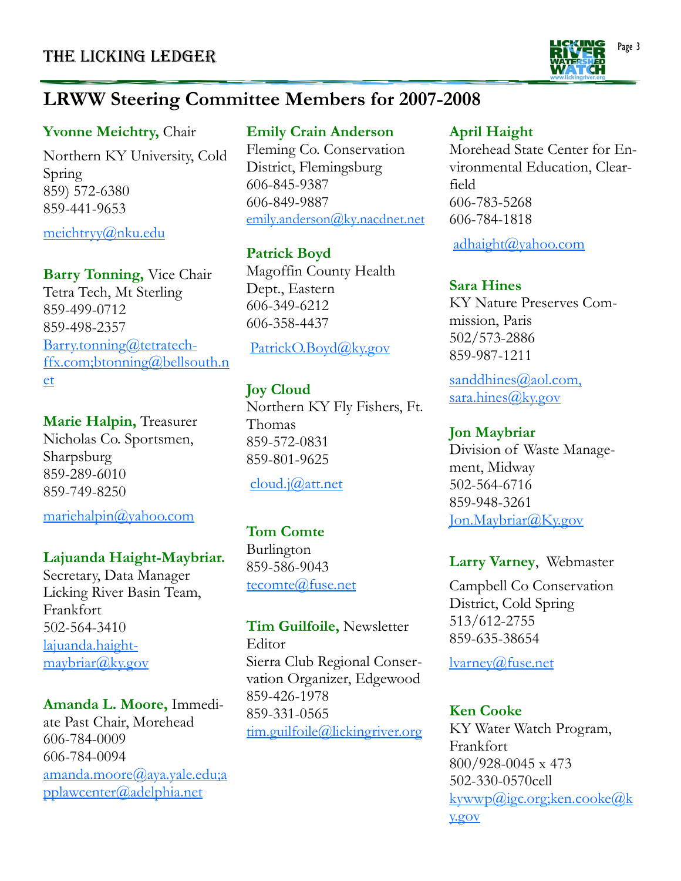## LRWW Steering Committee Members for 2007-2008

**Yvonne Meichtry,** Chair

Northern KY University, Cold Spring
859) 572-6380
859-441-9653

meichtryy@nku.edu

**Barry Tonning,** Vice Chair
Tetra Tech, Mt Sterling
859-499-0712
859-498-2357
Barry.tonning@tetratech-ffx.com;btonning@bellsouth.net

**Marie Halpin,** Treasurer
Nicholas Co. Sportsmen, Sharpsburg
859-289-6010
859-749-8250

mariehalpin@yahoo.com

**Lajuanda Haight-Maybriar.**
Secretary, Data Manager
Licking River Basin Team, Frankfort
502-564-3410
lajuanda.haight-maybriar@ky.gov

**Amanda L. Moore,** Immediate Past Chair, Morehead
606-784-0009
606-784-0094
amanda.moore@aya.yale.edu;applawcenter@adelphia.net

**Emily Crain Anderson**
Fleming Co. Conservation District, Flemingsburg
606-845-9387
606-849-9887
emily.anderson@ky.nacdnet.net

**Patrick Boyd**
Magoffin County Health Dept., Eastern
606-349-6212
606-358-4437

PatrickO.Boyd@ky.gov

**Joy Cloud**
Northern KY Fly Fishers, Ft. Thomas
859-572-0831
859-801-9625

cloud.j@att.net

**Tom Comte**
Burlington
859-586-9043
tecomte@fuse.net

**Tim Guilfoile,** Newsletter Editor
Sierra Club Regional Conservation Organizer, Edgewood
859-426-1978
859-331-0565
tim.guilfoile@lickingriver.org

**April Haight**
Morehead State Center for Environmental Education, Clearfield
606-783-5268
606-784-1818

adhaight@yahoo.com

**Sara Hines**
KY Nature Preserves Commission, Paris
502/573-2886
859-987-1211

sanddhines@aol.com, sara.hines@ky.gov

**Jon Maybriar**
Division of Waste Management, Midway
502-564-6716
859-948-3261
Jon.Maybriar@Ky.gov

**Larry Varney**, Webmaster

Campbell Co Conservation District, Cold Spring
513/612-2755
859-635-38654

lvarney@fuse.net

**Ken Cooke**
KY Water Watch Program, Frankfort
800/928-0045 x 473
502-330-0570cell
kywwp@igc.org;ken.cooke@ky.gov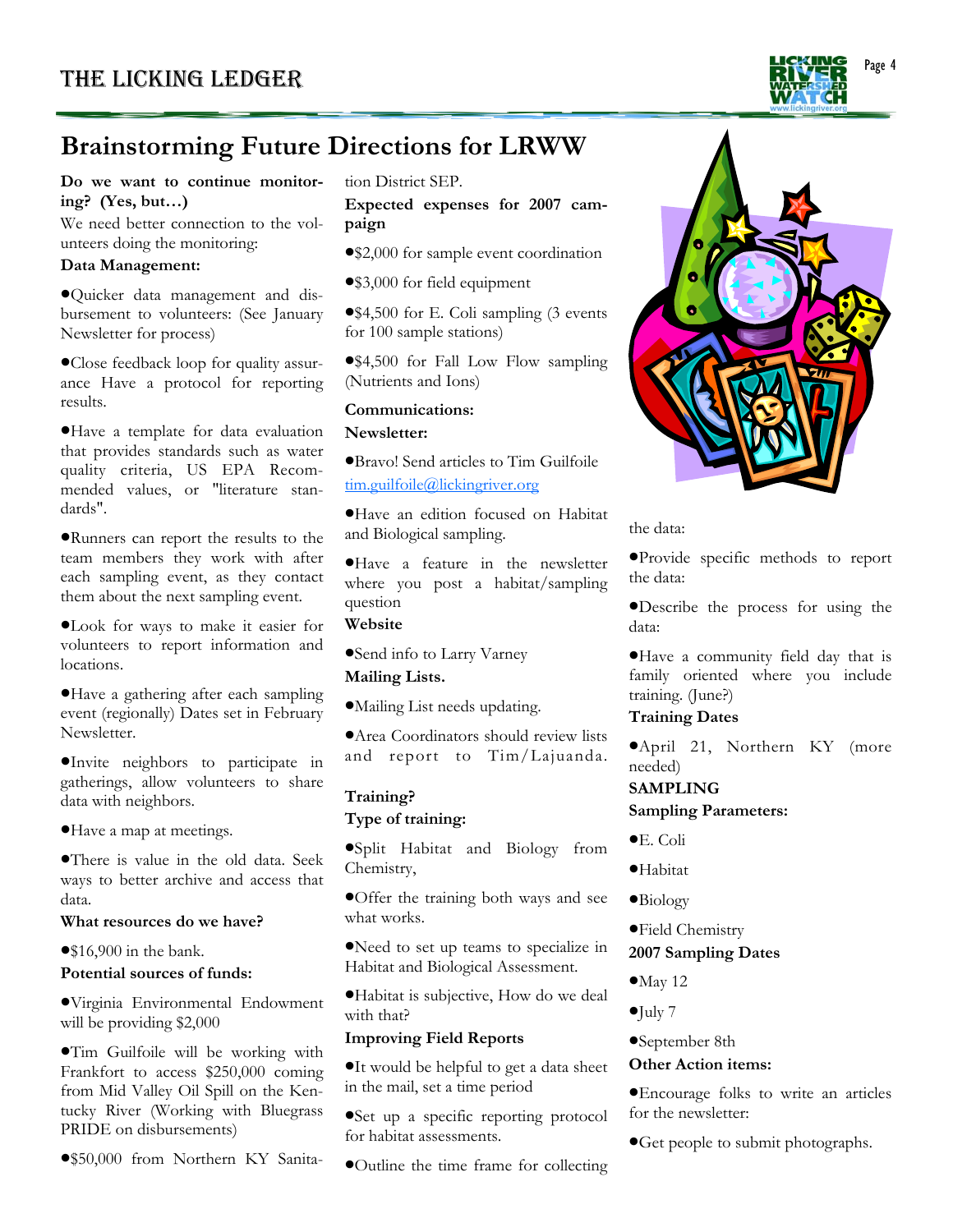# Brainstorming Future Directions for LRWW

**Do we want to continue monitoring? (Yes, but…)**

We need better connection to the volunteers doing the monitoring:

**Data Management:**

- Quicker data management and disbursement to volunteers: (See January Newsletter for process)
- Close feedback loop for quality assurance Have a protocol for reporting results.
- Have a template for data evaluation that provides standards such as water quality criteria, US EPA Recommended values, or "literature standards".
- Runners can report the results to the team members they work with after each sampling event, as they contact them about the next sampling event.
- Look for ways to make it easier for volunteers to report information and locations.
- Have a gathering after each sampling event (regionally) Dates set in February Newsletter.
- Invite neighbors to participate in gatherings, allow volunteers to share data with neighbors.
- Have a map at meetings.
- There is value in the old data. Seek ways to better archive and access that data.

**What resources do we have?**

- $16,900 in the bank.

**Potential sources of funds:**

- Virginia Environmental Endowment will be providing $2,000
- Tim Guilfoile will be working with Frankfort to access $250,000 coming from Mid Valley Oil Spill on the Kentucky River (Working with Bluegrass PRIDE on disbursements)
- $50,000 from Northern KY Sanitation District SEP.

**Expected expenses for 2007 campaign**

- $2,000 for sample event coordination
- $3,000 for field equipment
- $4,500 for E. Coli sampling (3 events for 100 sample stations)
- $4,500 for Fall Low Flow sampling (Nutrients and Ions)

**Communications:**

**Newsletter:**

- Bravo! Send articles to Tim Guilfoile tim.guilfoile@lickingriver.org
- Have an edition focused on Habitat and Biological sampling.
- Have a feature in the newsletter where you post a habitat/sampling question

**Website**

- Send info to Larry Varney

**Mailing Lists.**

- Mailing List needs updating.
- Area Coordinators should review lists and report to Tim/Lajuanda.

**Training?**

**Type of training:**

- Split Habitat and Biology from Chemistry,
- Offer the training both ways and see what works.
- Need to set up teams to specialize in Habitat and Biological Assessment.
- Habitat is subjective, How do we deal with that?

**Improving Field Reports**

- It would be helpful to get a data sheet in the mail, set a time period
- Set up a specific reporting protocol for habitat assessments.
- Outline the time frame for collecting the data:
- Provide specific methods to report the data:
- Describe the process for using the data:
- Have a community field day that is family oriented where you include training. (June?)

**Training Dates**

- April 21, Northern KY (more needed)

**SAMPLING**

**Sampling Parameters:**

- E. Coli
- Habitat
- Biology
- Field Chemistry

**2007 Sampling Dates**

- May 12
- July 7
- September 8th

**Other Action items:**

- Encourage folks to write an articles for the newsletter:
- Get people to submit photographs.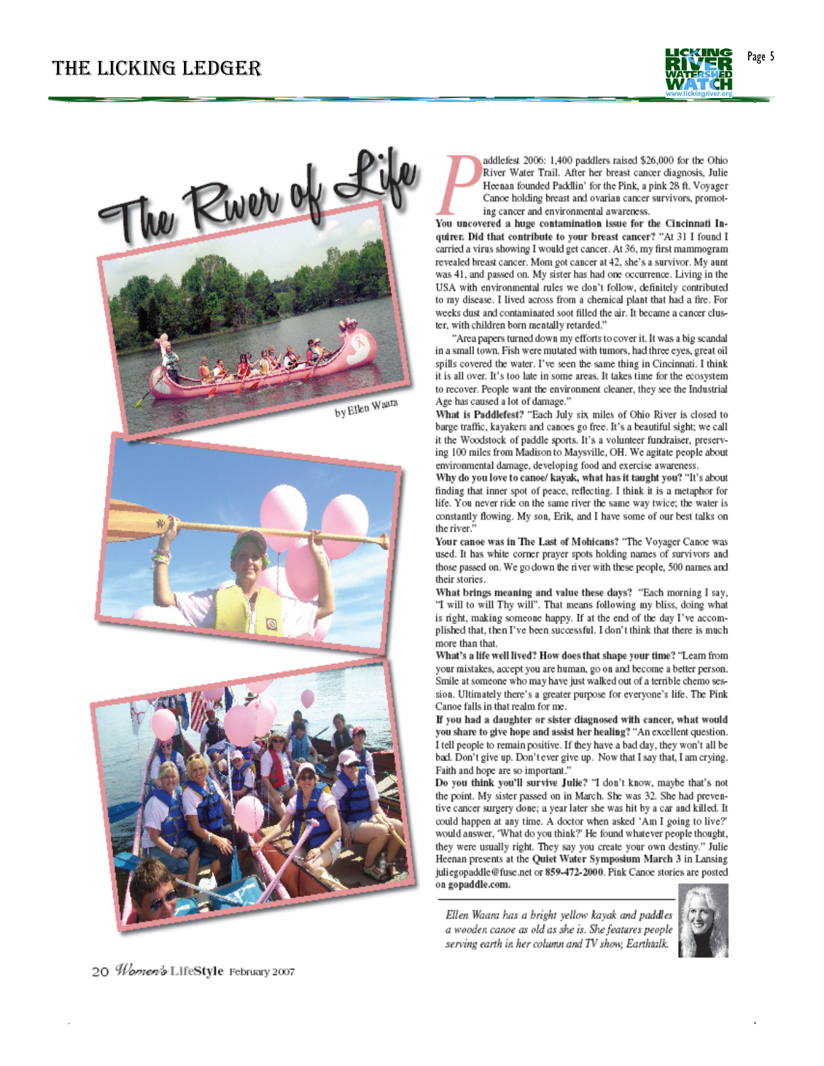# The River of Life

by Ellen Waara

Paddlefest 2006: 1,400 paddlers raised $26,000 for the Ohio River Water Trail. After her breast cancer diagnosis, Julie Heenan founded Paddlin' for the Pink, a pink 28 ft. Voyager Canoe holding breast and ovarian cancer survivors, promoting cancer and environmental awareness.

**You uncovered a huge contamination issue for the Cincinnati Inquirer. Did that contribute to your breast cancer?** "At 31 I found I carried a virus showing I would get cancer. At 36, my first mammogram revealed breast cancer. Mom got cancer at 42, she's a survivor. My aunt was 41, and passed on. My sister has had one occurrence. Living in the USA with environmental rules we don't follow, definitely contributed to my disease. I lived across from a chemical plant that had a fire. For weeks dust and contaminated soot filled the air. It became a cancer cluster, with children born mentally retarded."

"Area papers turned down my efforts to cover it. It was a big scandal in a small town. Fish were mutated with tumors, had three eyes, great oil spills covered the water. I've seen the same thing in Cincinnati. I think it is all over. It's too late in some areas. It takes time for the ecosystem to recover. People want the environment cleaner, they see the Industrial Age has caused a lot of damage."

**What is Paddlefest?** "Each July six miles of Ohio River is closed to barge traffic, kayakers and canoes go free. It's a beautiful sight; we call it the Woodstock of paddle sports. It's a volunteer fundraiser, preserving 100 miles from Madison to Maysville, OH. We agitate people about environmental damage, developing food and exercise awareness.

**Why do you love to canoe/ kayak, what has it taught you?** "It's about finding that inner spot of peace, reflecting. I think it is a metaphor for life. You never ride on the same river the same way twice; the water is constantly flowing. My son, Erik, and I have some of our best talks on the river."

**Your canoe was in The Last of Mohicans?** "The Voyager Canoe was used. It has white corner prayer spots holding names of survivors and those passed on. We go down the river with these people, 500 names and their stories.

**What brings meaning and value these days?** "Each morning I say, "I will to will Thy will". That means following my bliss, doing what is right, making someone happy. If at the end of the day I've accomplished that, then I've been successful. I don't think that there is much more than that.

**What's a life well lived? How does that shape your time?** "Learn from your mistakes, accept you are human, go on and become a better person. Smile at someone who may have just walked out of a terrible chemo session. Ultimately there's a greater purpose for everyone's life. The Pink Canoe falls in that realm for me.

**If you had a daughter or sister diagnosed with cancer, what would you share to give hope and assist her healing?** "An excellent question. I tell people to remain positive. If they have a bad day, they won't all be bad. Don't give up. Don't ever give up. Now that I say that, I am crying. Faith and hope are so important."

**Do you think you'll survive Julie?** "I don't know, maybe that's not the point. My sister passed on in March. She was 32. She had preventive cancer surgery done; a year later she was hit by a car and killed. It could happen at any time. A doctor when asked 'Am I going to live?' would answer, 'What do you think?' He found whatever people thought, they were usually right. They say you create your own destiny." Julie Heenan presents at the **Quiet Water Symposium March 3** in Lansing juliegopaddle@fuse.net or **859-472-2000**. Pink Canoe stories are posted on **gopaddle.com.**

*Ellen Waara has a bright yellow kayak and paddles a wooden canoe as old as she is. She features people serving earth in her column and TV show, Earthtalk.*

20 Women's LifeStyle February 2007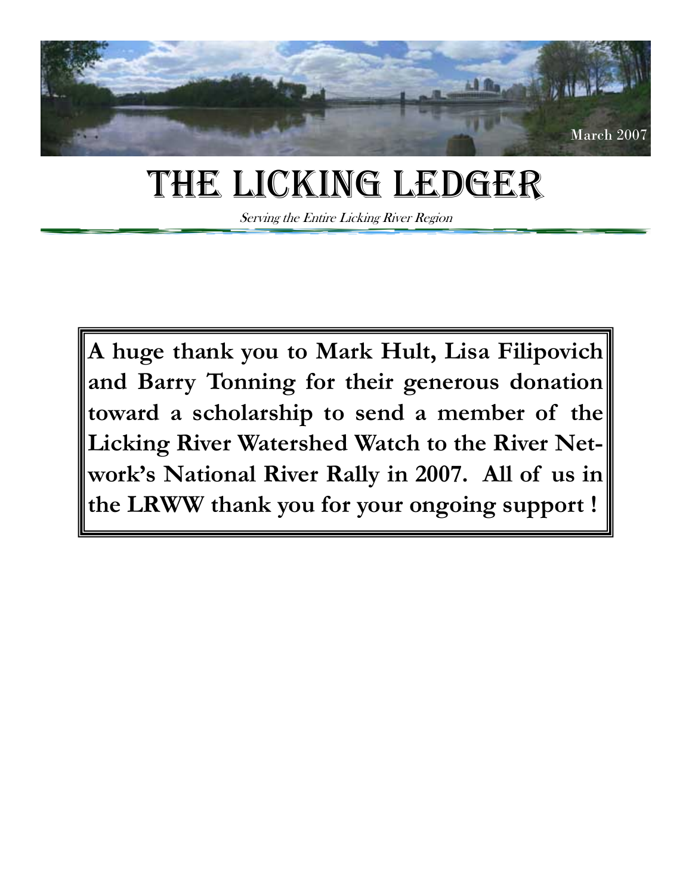March 2007

# The Licking Ledger

*Serving the Entire Licking River Region*

**A huge thank you to Mark Hult, Lisa Filipovich and Barry Tonning for their generous donation toward a scholarship to send a member of the Licking River Watershed Watch to the River Network's National River Rally in 2007. All of us in the LRWW thank you for your ongoing support !**